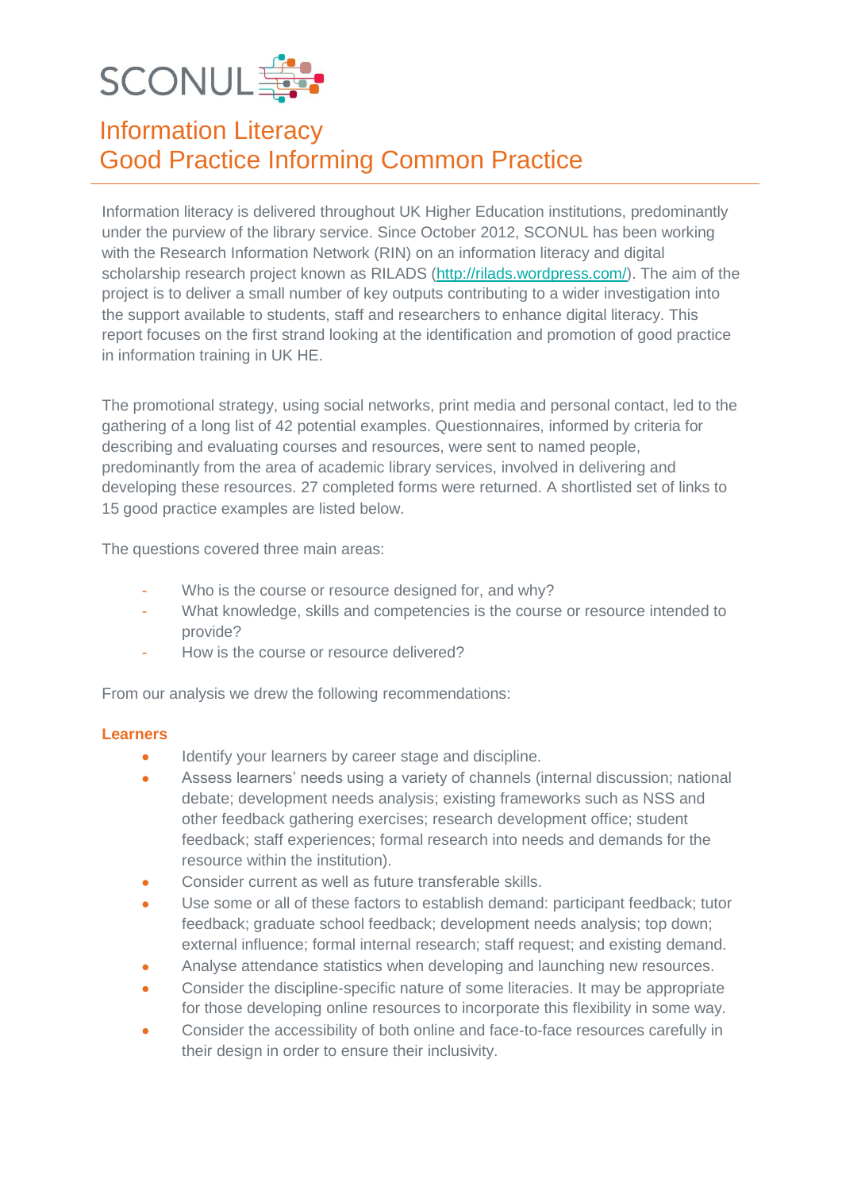SCONUL

# Information Literacy
# Good Practice Informing Common Practice

Information literacy is delivered throughout UK Higher Education institutions, predominantly under the purview of the library service. Since October 2012, SCONUL has been working with the Research Information Network (RIN) on an information literacy and digital scholarship research project known as RILADS (http://rilads.wordpress.com/). The aim of the project is to deliver a small number of key outputs contributing to a wider investigation into the support available to students, staff and researchers to enhance digital literacy. This report focuses on the first strand looking at the identification and promotion of good practice in information training in UK HE.

The promotional strategy, using social networks, print media and personal contact, led to the gathering of a long list of 42 potential examples. Questionnaires, informed by criteria for describing and evaluating courses and resources, were sent to named people, predominantly from the area of academic library services, involved in delivering and developing these resources. 27 completed forms were returned. A shortlisted set of links to 15 good practice examples are listed below.

The questions covered three main areas:

- Who is the course or resource designed for, and why?
- What knowledge, skills and competencies is the course or resource intended to provide?
- How is the course or resource delivered?

From our analysis we drew the following recommendations:

**Learners**

- Identify your learners by career stage and discipline.
- Assess learners' needs using a variety of channels (internal discussion; national debate; development needs analysis; existing frameworks such as NSS and other feedback gathering exercises; research development office; student feedback; staff experiences; formal research into needs and demands for the resource within the institution).
- Consider current as well as future transferable skills.
- Use some or all of these factors to establish demand: participant feedback; tutor feedback; graduate school feedback; development needs analysis; top down; external influence; formal internal research; staff request; and existing demand.
- Analyse attendance statistics when developing and launching new resources.
- Consider the discipline-specific nature of some literacies. It may be appropriate for those developing online resources to incorporate this flexibility in some way.
- Consider the accessibility of both online and face-to-face resources carefully in their design in order to ensure their inclusivity.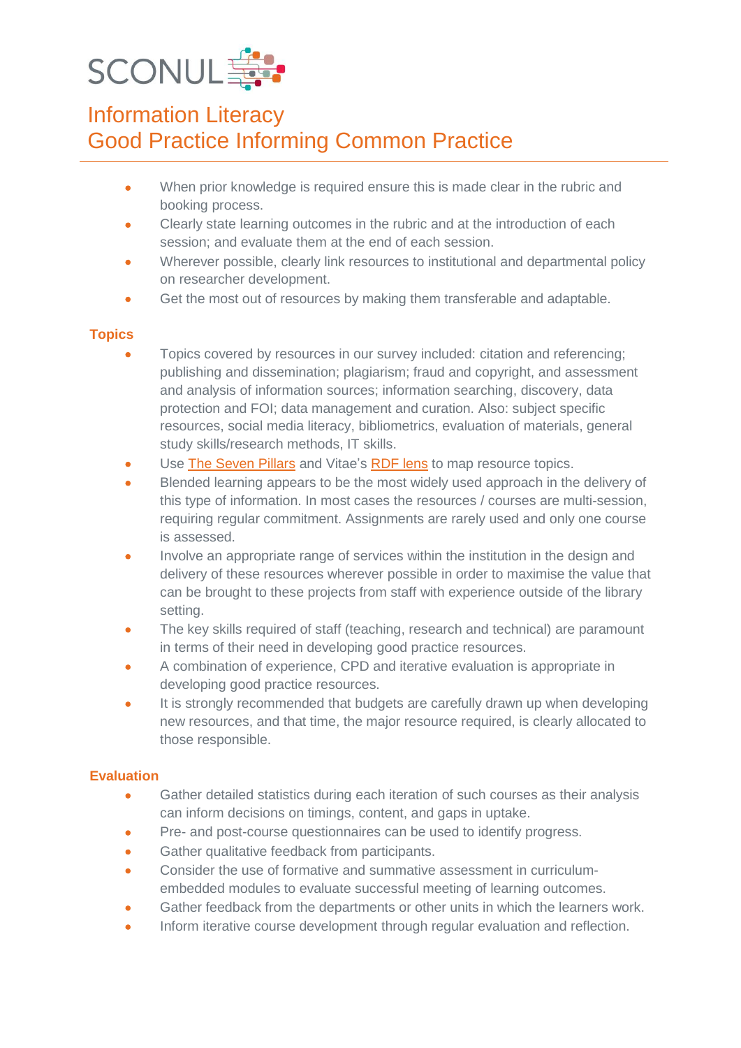- When prior knowledge is required ensure this is made clear in the rubric and booking process.
- Clearly state learning outcomes in the rubric and at the introduction of each session; and evaluate them at the end of each session.
- Wherever possible, clearly link resources to institutional and departmental policy on researcher development.
- Get the most out of resources by making them transferable and adaptable.

## Topics

- Topics covered by resources in our survey included: citation and referencing; publishing and dissemination; plagiarism; fraud and copyright, and assessment and analysis of information sources; information searching, discovery, data protection and FOI; data management and curation. Also: subject specific resources, social media literacy, bibliometrics, evaluation of materials, general study skills/research methods, IT skills.
- Use The Seven Pillars and Vitae's RDF lens to map resource topics.
- Blended learning appears to be the most widely used approach in the delivery of this type of information. In most cases the resources / courses are multi-session, requiring regular commitment. Assignments are rarely used and only one course is assessed.
- Involve an appropriate range of services within the institution in the design and delivery of these resources wherever possible in order to maximise the value that can be brought to these projects from staff with experience outside of the library setting.
- The key skills required of staff (teaching, research and technical) are paramount in terms of their need in developing good practice resources.
- A combination of experience, CPD and iterative evaluation is appropriate in developing good practice resources.
- It is strongly recommended that budgets are carefully drawn up when developing new resources, and that time, the major resource required, is clearly allocated to those responsible.

## Evaluation

- Gather detailed statistics during each iteration of such courses as their analysis can inform decisions on timings, content, and gaps in uptake.
- Pre- and post-course questionnaires can be used to identify progress.
- Gather qualitative feedback from participants.
- Consider the use of formative and summative assessment in curriculum-embedded modules to evaluate successful meeting of learning outcomes.
- Gather feedback from the departments or other units in which the learners work.
- Inform iterative course development through regular evaluation and reflection.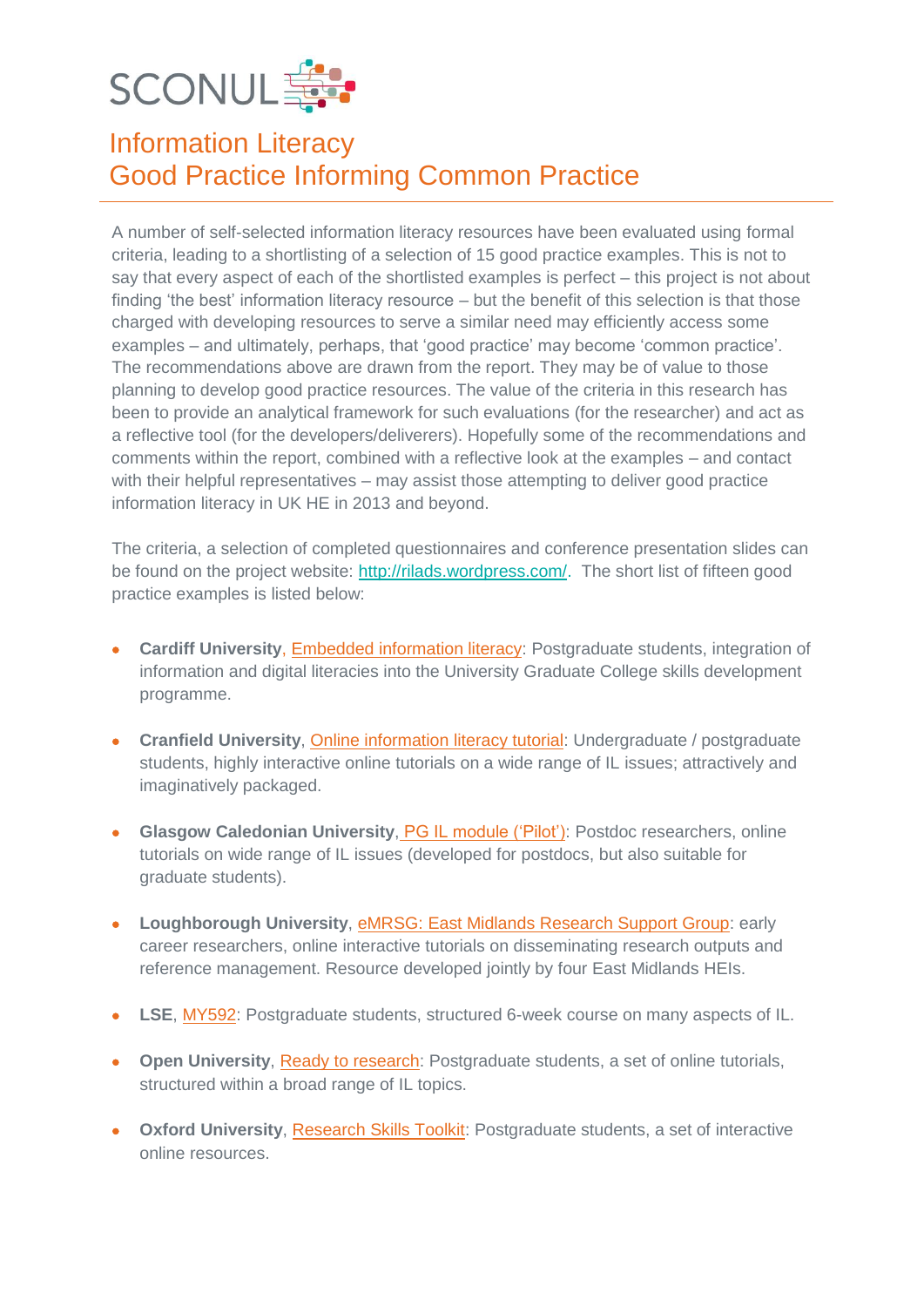SCONUL

# Information Literacy
# Good Practice Informing Common Practice

A number of self-selected information literacy resources have been evaluated using formal criteria, leading to a shortlisting of a selection of 15 good practice examples. This is not to say that every aspect of each of the shortlisted examples is perfect – this project is not about finding 'the best' information literacy resource – but the benefit of this selection is that those charged with developing resources to serve a similar need may efficiently access some examples – and ultimately, perhaps, that 'good practice' may become 'common practice'. The recommendations above are drawn from the report. They may be of value to those planning to develop good practice resources. The value of the criteria in this research has been to provide an analytical framework for such evaluations (for the researcher) and act as a reflective tool (for the developers/deliverers). Hopefully some of the recommendations and comments within the report, combined with a reflective look at the examples – and contact with their helpful representatives – may assist those attempting to deliver good practice information literacy in UK HE in 2013 and beyond.

The criteria, a selection of completed questionnaires and conference presentation slides can be found on the project website: http://rilads.wordpress.com/. The short list of fifteen good practice examples is listed below:

- **Cardiff University**, Embedded information literacy: Postgraduate students, integration of information and digital literacies into the University Graduate College skills development programme.

- **Cranfield University**, Online information literacy tutorial: Undergraduate / postgraduate students, highly interactive online tutorials on a wide range of IL issues; attractively and imaginatively packaged.

- **Glasgow Caledonian University**, PG IL module ('Pilot'): Postdoc researchers, online tutorials on wide range of IL issues (developed for postdocs, but also suitable for graduate students).

- **Loughborough University**, eMRSG: East Midlands Research Support Group: early career researchers, online interactive tutorials on disseminating research outputs and reference management. Resource developed jointly by four East Midlands HEIs.

- **LSE**, MY592: Postgraduate students, structured 6-week course on many aspects of IL.

- **Open University**, Ready to research: Postgraduate students, a set of online tutorials, structured within a broad range of IL topics.

- **Oxford University**, Research Skills Toolkit: Postgraduate students, a set of interactive online resources.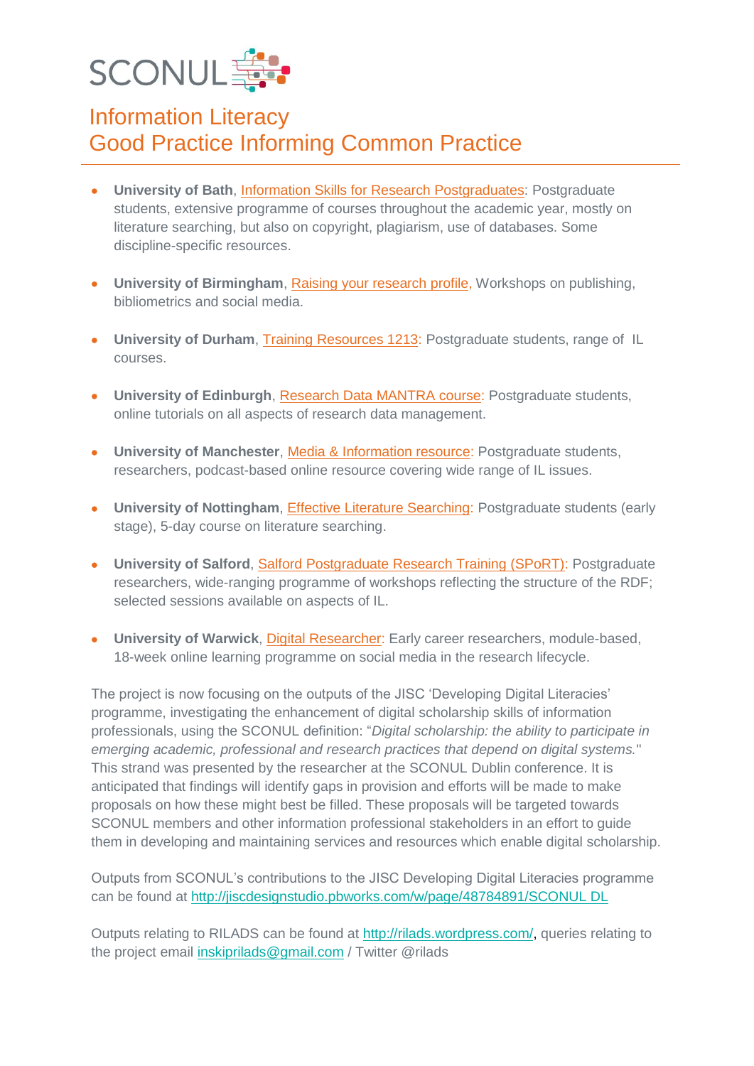SCONUL

# Information Literacy
# Good Practice Informing Common Practice

- **University of Bath**, Information Skills for Research Postgraduates: Postgraduate students, extensive programme of courses throughout the academic year, mostly on literature searching, but also on copyright, plagiarism, use of databases. Some discipline-specific resources.

- **University of Birmingham**, Raising your research profile, Workshops on publishing, bibliometrics and social media.

- **University of Durham**, Training Resources 1213: Postgraduate students, range of IL courses.

- **University of Edinburgh**, Research Data MANTRA course: Postgraduate students, online tutorials on all aspects of research data management.

- **University of Manchester**, Media & Information resource: Postgraduate students, researchers, podcast-based online resource covering wide range of IL issues.

- **University of Nottingham**, Effective Literature Searching: Postgraduate students (early stage), 5-day course on literature searching.

- **University of Salford**, Salford Postgraduate Research Training (SPoRT): Postgraduate researchers, wide-ranging programme of workshops reflecting the structure of the RDF; selected sessions available on aspects of IL.

- **University of Warwick**, Digital Researcher: Early career researchers, module-based, 18-week online learning programme on social media in the research lifecycle.

The project is now focusing on the outputs of the JISC 'Developing Digital Literacies' programme, investigating the enhancement of digital scholarship skills of information professionals, using the SCONUL definition: "*Digital scholarship: the ability to participate in emerging academic, professional and research practices that depend on digital systems.*" This strand was presented by the researcher at the SCONUL Dublin conference. It is anticipated that findings will identify gaps in provision and efforts will be made to make proposals on how these might best be filled. These proposals will be targeted towards SCONUL members and other information professional stakeholders in an effort to guide them in developing and maintaining services and resources which enable digital scholarship.

Outputs from SCONUL's contributions to the JISC Developing Digital Literacies programme can be found at http://jiscdesignstudio.pbworks.com/w/page/48784891/SCONUL DL

Outputs relating to RILADS can be found at http://rilads.wordpress.com/, queries relating to the project email inskiprilads@gmail.com / Twitter @rilads